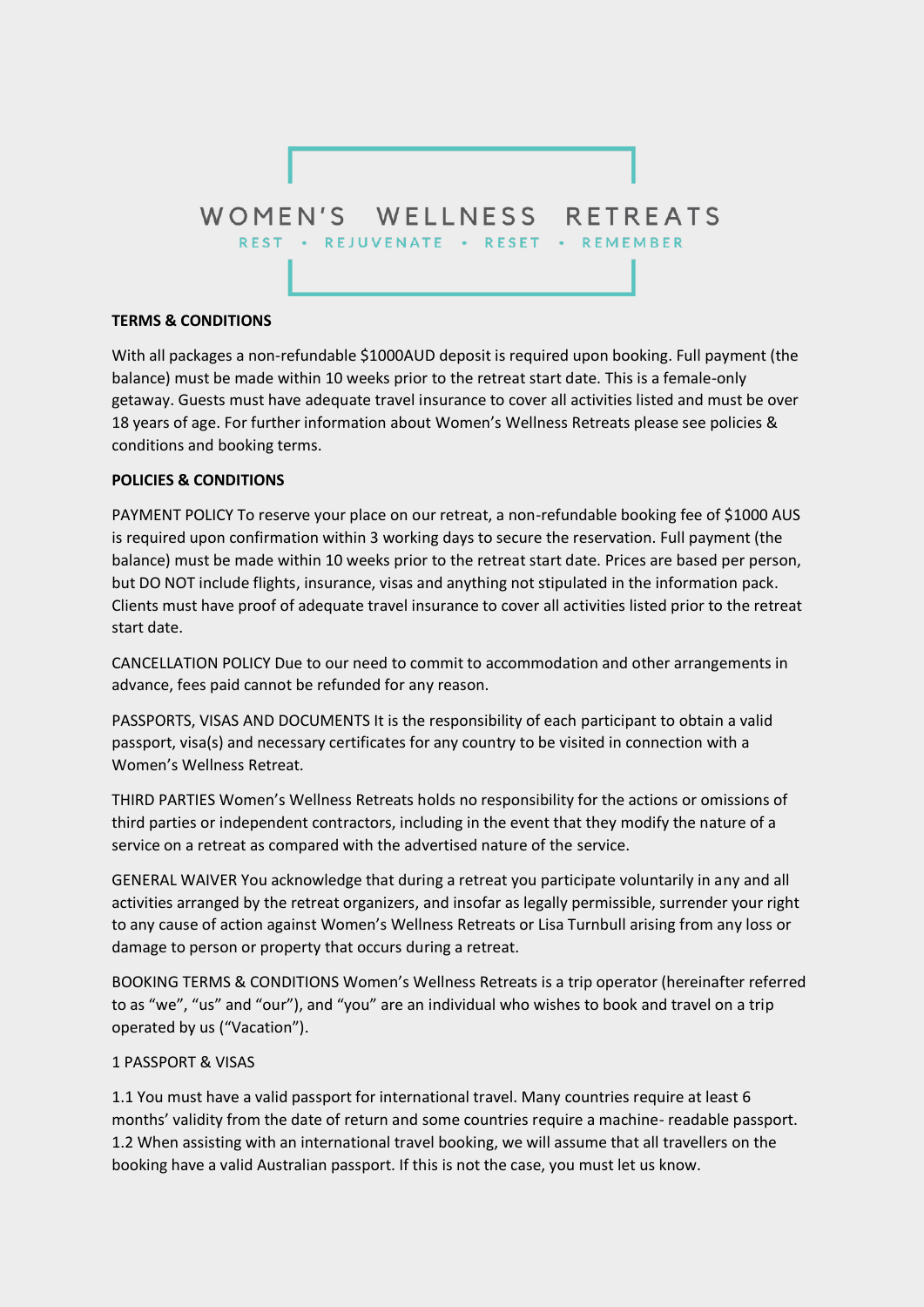# WOMEN'S WELLNESS RETREATS

REST • REJUVENATE • RESET • REMEMBER

**TERMS & CONDITIONS**

With all packages a non-refundable $1000AUD deposit is required upon booking. Full payment (the balance) must be made within 10 weeks prior to the retreat start date. This is a female-only getaway. Guests must have adequate travel insurance to cover all activities listed and must be over 18 years of age. For further information about Women's Wellness Retreats please see policies & conditions and booking terms.

**POLICIES & CONDITIONS**

PAYMENT POLICY To reserve your place on our retreat, a non-refundable booking fee of $1000 AUS is required upon confirmation within 3 working days to secure the reservation. Full payment (the balance) must be made within 10 weeks prior to the retreat start date. Prices are based per person, but DO NOT include flights, insurance, visas and anything not stipulated in the information pack. Clients must have proof of adequate travel insurance to cover all activities listed prior to the retreat start date.

CANCELLATION POLICY Due to our need to commit to accommodation and other arrangements in advance, fees paid cannot be refunded for any reason.

PASSPORTS, VISAS AND DOCUMENTS It is the responsibility of each participant to obtain a valid passport, visa(s) and necessary certificates for any country to be visited in connection with a Women's Wellness Retreat.

THIRD PARTIES Women's Wellness Retreats holds no responsibility for the actions or omissions of third parties or independent contractors, including in the event that they modify the nature of a service on a retreat as compared with the advertised nature of the service.

GENERAL WAIVER You acknowledge that during a retreat you participate voluntarily in any and all activities arranged by the retreat organizers, and insofar as legally permissible, surrender your right to any cause of action against Women's Wellness Retreats or Lisa Turnbull arising from any loss or damage to person or property that occurs during a retreat.

BOOKING TERMS & CONDITIONS Women's Wellness Retreats is a trip operator (hereinafter referred to as "we", "us" and "our"), and "you" are an individual who wishes to book and travel on a trip operated by us ("Vacation").

1 PASSPORT & VISAS

1.1 You must have a valid passport for international travel. Many countries require at least 6 months' validity from the date of return and some countries require a machine- readable passport.
1.2 When assisting with an international travel booking, we will assume that all travellers on the booking have a valid Australian passport. If this is not the case, you must let us know.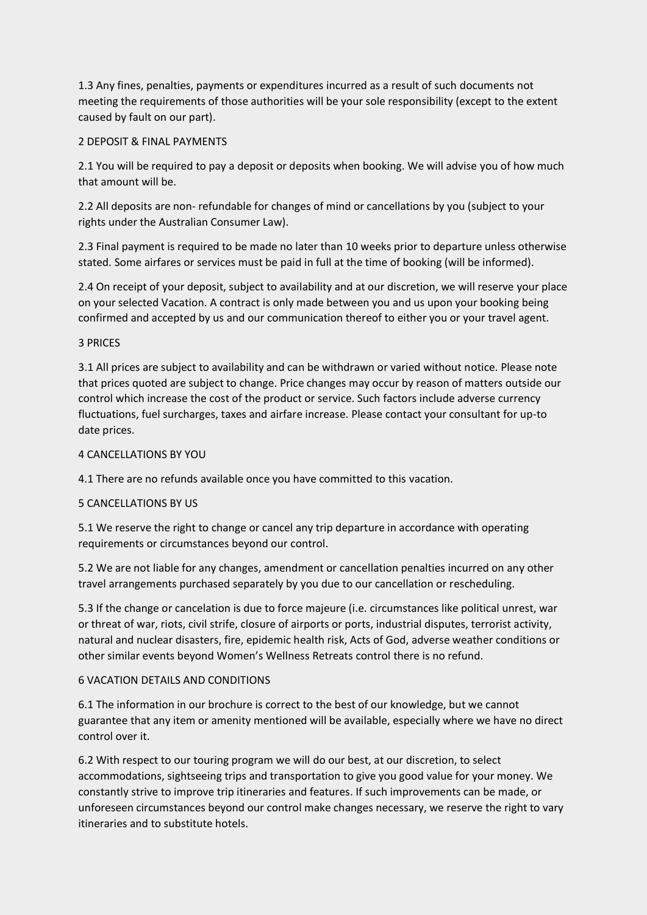1.3 Any fines, penalties, payments or expenditures incurred as a result of such documents not meeting the requirements of those authorities will be your sole responsibility (except to the extent caused by fault on our part).

## 2 DEPOSIT & FINAL PAYMENTS

2.1 You will be required to pay a deposit or deposits when booking. We will advise you of how much that amount will be.

2.2 All deposits are non- refundable for changes of mind or cancellations by you (subject to your rights under the Australian Consumer Law).

2.3 Final payment is required to be made no later than 10 weeks prior to departure unless otherwise stated. Some airfares or services must be paid in full at the time of booking (will be informed).

2.4 On receipt of your deposit, subject to availability and at our discretion, we will reserve your place on your selected Vacation. A contract is only made between you and us upon your booking being confirmed and accepted by us and our communication thereof to either you or your travel agent.

## 3 PRICES

3.1 All prices are subject to availability and can be withdrawn or varied without notice. Please note that prices quoted are subject to change. Price changes may occur by reason of matters outside our control which increase the cost of the product or service. Such factors include adverse currency fluctuations, fuel surcharges, taxes and airfare increase. Please contact your consultant for up-to date prices.

## 4 CANCELLATIONS BY YOU

4.1 There are no refunds available once you have committed to this vacation.

## 5 CANCELLATIONS BY US

5.1 We reserve the right to change or cancel any trip departure in accordance with operating requirements or circumstances beyond our control.

5.2 We are not liable for any changes, amendment or cancellation penalties incurred on any other travel arrangements purchased separately by you due to our cancellation or rescheduling.

5.3 If the change or cancelation is due to force majeure (i.e. circumstances like political unrest, war or threat of war, riots, civil strife, closure of airports or ports, industrial disputes, terrorist activity, natural and nuclear disasters, fire, epidemic health risk, Acts of God, adverse weather conditions or other similar events beyond Women's Wellness Retreats control there is no refund.

## 6 VACATION DETAILS AND CONDITIONS

6.1 The information in our brochure is correct to the best of our knowledge, but we cannot guarantee that any item or amenity mentioned will be available, especially where we have no direct control over it.

6.2 With respect to our touring program we will do our best, at our discretion, to select accommodations, sightseeing trips and transportation to give you good value for your money. We constantly strive to improve trip itineraries and features. If such improvements can be made, or unforeseen circumstances beyond our control make changes necessary, we reserve the right to vary itineraries and to substitute hotels.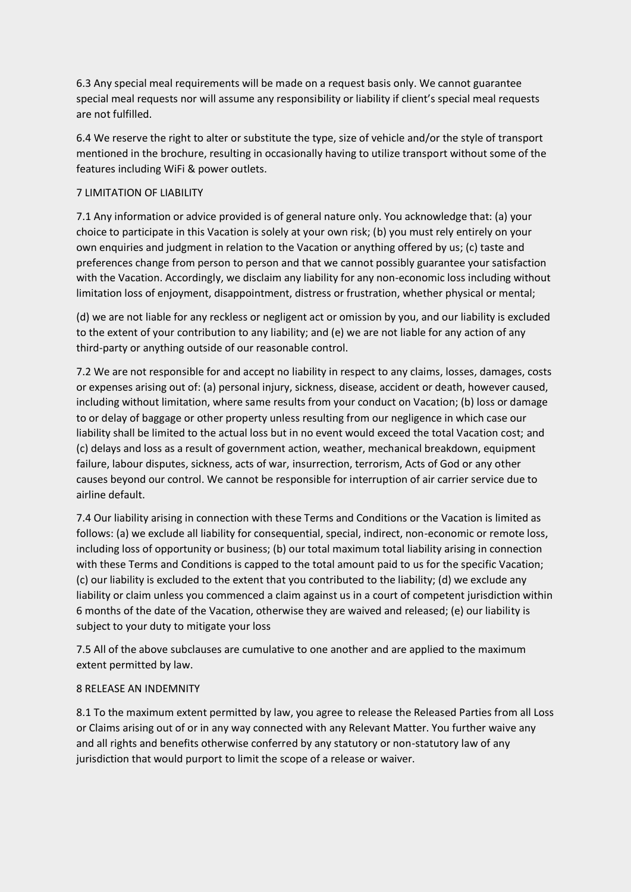6.3 Any special meal requirements will be made on a request basis only. We cannot guarantee special meal requests nor will assume any responsibility or liability if client's special meal requests are not fulfilled.

6.4 We reserve the right to alter or substitute the type, size of vehicle and/or the style of transport mentioned in the brochure, resulting in occasionally having to utilize transport without some of the features including WiFi & power outlets.

## 7 LIMITATION OF LIABILITY

7.1 Any information or advice provided is of general nature only. You acknowledge that: (a) your choice to participate in this Vacation is solely at your own risk; (b) you must rely entirely on your own enquiries and judgment in relation to the Vacation or anything offered by us; (c) taste and preferences change from person to person and that we cannot possibly guarantee your satisfaction with the Vacation. Accordingly, we disclaim any liability for any non-economic loss including without limitation loss of enjoyment, disappointment, distress or frustration, whether physical or mental;

(d) we are not liable for any reckless or negligent act or omission by you, and our liability is excluded to the extent of your contribution to any liability; and (e) we are not liable for any action of any third-party or anything outside of our reasonable control.

7.2 We are not responsible for and accept no liability in respect to any claims, losses, damages, costs or expenses arising out of: (a) personal injury, sickness, disease, accident or death, however caused, including without limitation, where same results from your conduct on Vacation; (b) loss or damage to or delay of baggage or other property unless resulting from our negligence in which case our liability shall be limited to the actual loss but in no event would exceed the total Vacation cost; and (c) delays and loss as a result of government action, weather, mechanical breakdown, equipment failure, labour disputes, sickness, acts of war, insurrection, terrorism, Acts of God or any other causes beyond our control. We cannot be responsible for interruption of air carrier service due to airline default.

7.4 Our liability arising in connection with these Terms and Conditions or the Vacation is limited as follows: (a) we exclude all liability for consequential, special, indirect, non-economic or remote loss, including loss of opportunity or business; (b) our total maximum total liability arising in connection with these Terms and Conditions is capped to the total amount paid to us for the specific Vacation; (c) our liability is excluded to the extent that you contributed to the liability; (d) we exclude any liability or claim unless you commenced a claim against us in a court of competent jurisdiction within 6 months of the date of the Vacation, otherwise they are waived and released; (e) our liability is subject to your duty to mitigate your loss

7.5 All of the above subclauses are cumulative to one another and are applied to the maximum extent permitted by law.

## 8 RELEASE AN INDEMNITY

8.1 To the maximum extent permitted by law, you agree to release the Released Parties from all Loss or Claims arising out of or in any way connected with any Relevant Matter. You further waive any and all rights and benefits otherwise conferred by any statutory or non-statutory law of any jurisdiction that would purport to limit the scope of a release or waiver.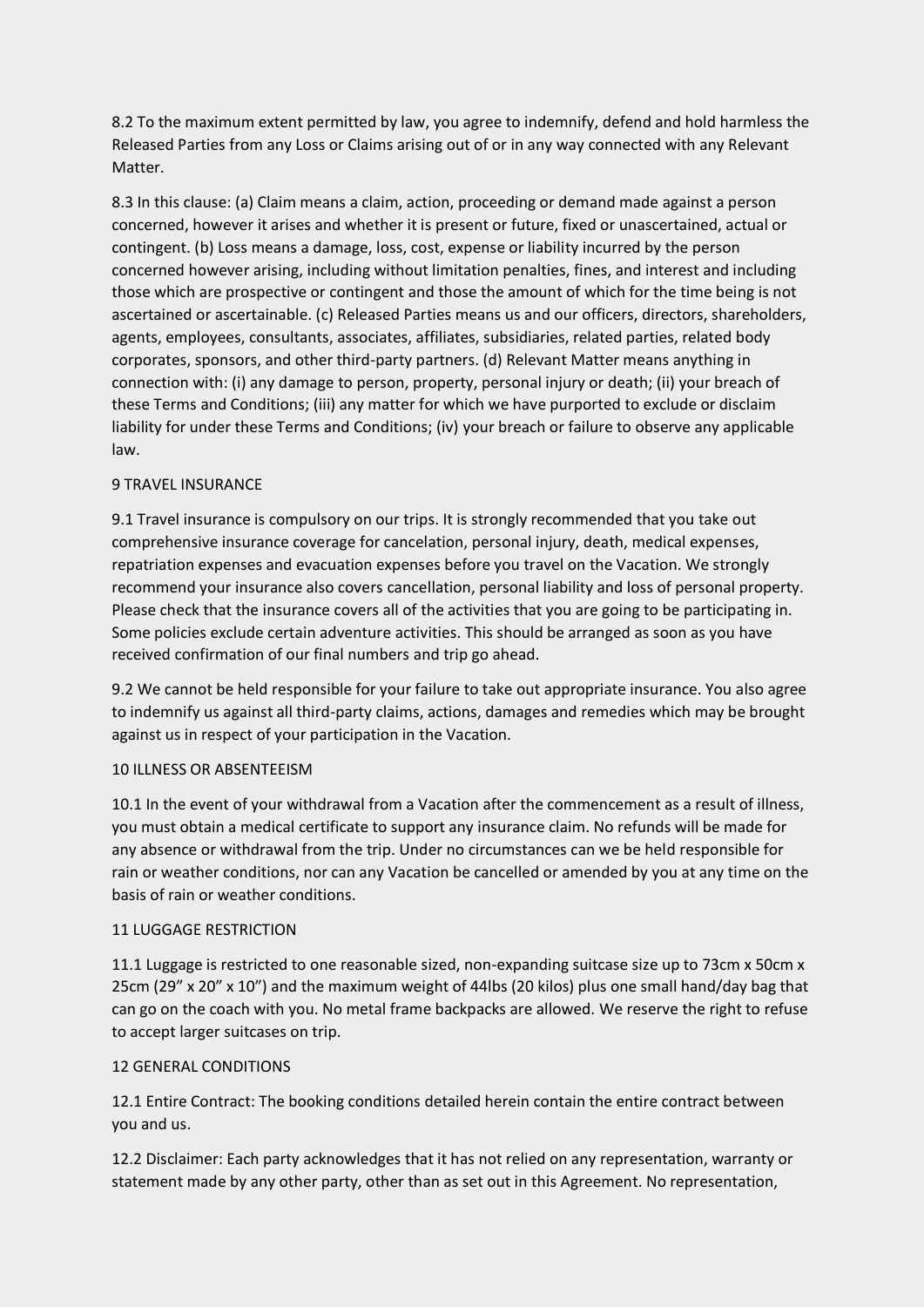8.2 To the maximum extent permitted by law, you agree to indemnify, defend and hold harmless the Released Parties from any Loss or Claims arising out of or in any way connected with any Relevant Matter.

8.3 In this clause: (a) Claim means a claim, action, proceeding or demand made against a person concerned, however it arises and whether it is present or future, fixed or unascertained, actual or contingent. (b) Loss means a damage, loss, cost, expense or liability incurred by the person concerned however arising, including without limitation penalties, fines, and interest and including those which are prospective or contingent and those the amount of which for the time being is not ascertained or ascertainable. (c) Released Parties means us and our officers, directors, shareholders, agents, employees, consultants, associates, affiliates, subsidiaries, related parties, related body corporates, sponsors, and other third-party partners. (d) Relevant Matter means anything in connection with: (i) any damage to person, property, personal injury or death; (ii) your breach of these Terms and Conditions; (iii) any matter for which we have purported to exclude or disclaim liability for under these Terms and Conditions; (iv) your breach or failure to observe any applicable law.

## 9 TRAVEL INSURANCE

9.1 Travel insurance is compulsory on our trips. It is strongly recommended that you take out comprehensive insurance coverage for cancelation, personal injury, death, medical expenses, repatriation expenses and evacuation expenses before you travel on the Vacation. We strongly recommend your insurance also covers cancellation, personal liability and loss of personal property. Please check that the insurance covers all of the activities that you are going to be participating in. Some policies exclude certain adventure activities. This should be arranged as soon as you have received confirmation of our final numbers and trip go ahead.

9.2 We cannot be held responsible for your failure to take out appropriate insurance. You also agree to indemnify us against all third-party claims, actions, damages and remedies which may be brought against us in respect of your participation in the Vacation.

## 10 ILLNESS OR ABSENTEEISM

10.1 In the event of your withdrawal from a Vacation after the commencement as a result of illness, you must obtain a medical certificate to support any insurance claim. No refunds will be made for any absence or withdrawal from the trip. Under no circumstances can we be held responsible for rain or weather conditions, nor can any Vacation be cancelled or amended by you at any time on the basis of rain or weather conditions.

## 11 LUGGAGE RESTRICTION

11.1 Luggage is restricted to one reasonable sized, non-expanding suitcase size up to 73cm x 50cm x 25cm (29” x 20” x 10”) and the maximum weight of 44lbs (20 kilos) plus one small hand/day bag that can go on the coach with you. No metal frame backpacks are allowed. We reserve the right to refuse to accept larger suitcases on trip.

## 12 GENERAL CONDITIONS

12.1 Entire Contract: The booking conditions detailed herein contain the entire contract between you and us.

12.2 Disclaimer: Each party acknowledges that it has not relied on any representation, warranty or statement made by any other party, other than as set out in this Agreement. No representation,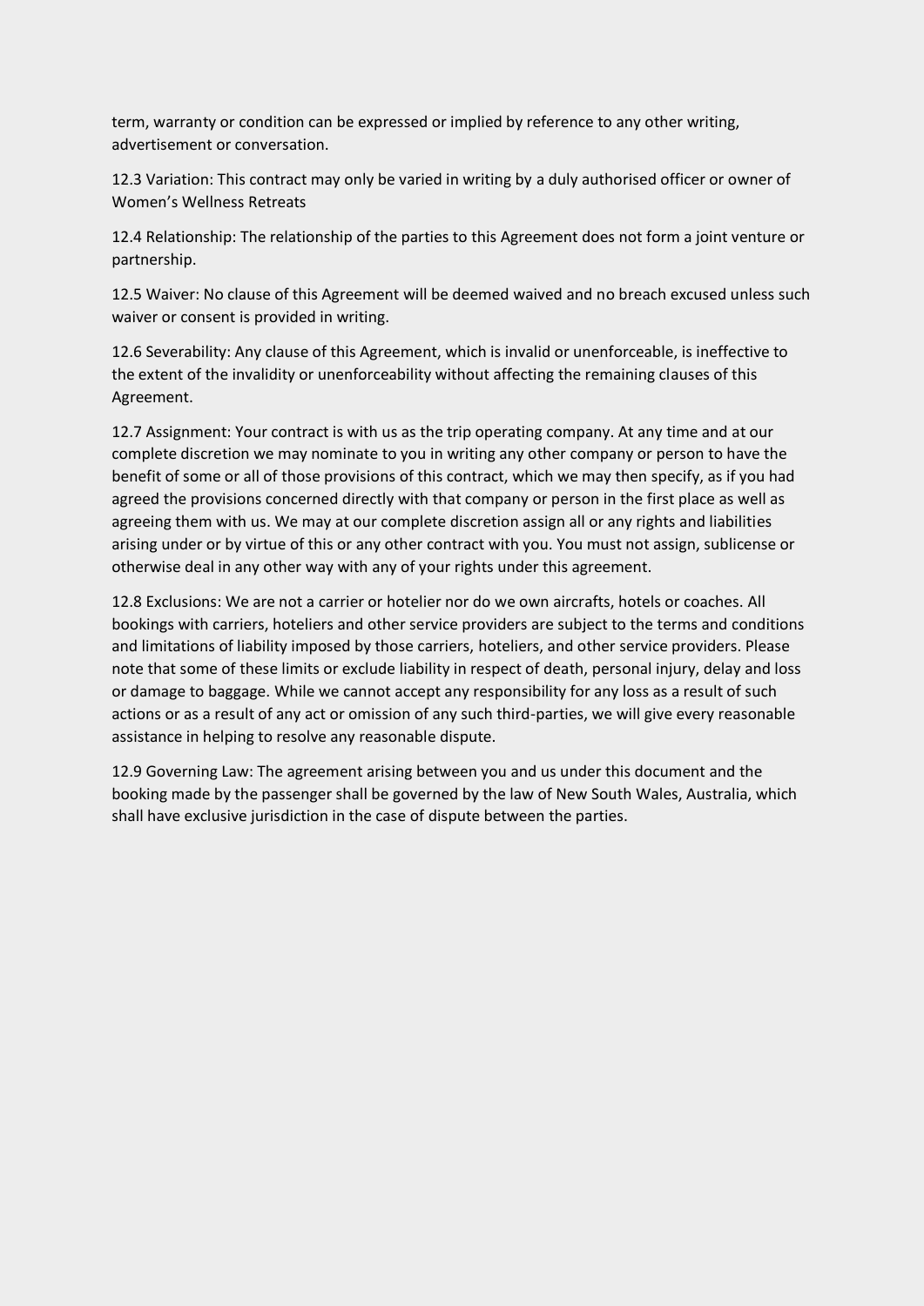term, warranty or condition can be expressed or implied by reference to any other writing, advertisement or conversation.

12.3 Variation: This contract may only be varied in writing by a duly authorised officer or owner of Women's Wellness Retreats

12.4 Relationship: The relationship of the parties to this Agreement does not form a joint venture or partnership.

12.5 Waiver: No clause of this Agreement will be deemed waived and no breach excused unless such waiver or consent is provided in writing.

12.6 Severability: Any clause of this Agreement, which is invalid or unenforceable, is ineffective to the extent of the invalidity or unenforceability without affecting the remaining clauses of this Agreement.

12.7 Assignment: Your contract is with us as the trip operating company. At any time and at our complete discretion we may nominate to you in writing any other company or person to have the benefit of some or all of those provisions of this contract, which we may then specify, as if you had agreed the provisions concerned directly with that company or person in the first place as well as agreeing them with us. We may at our complete discretion assign all or any rights and liabilities arising under or by virtue of this or any other contract with you. You must not assign, sublicense or otherwise deal in any other way with any of your rights under this agreement.

12.8 Exclusions: We are not a carrier or hotelier nor do we own aircrafts, hotels or coaches. All bookings with carriers, hoteliers and other service providers are subject to the terms and conditions and limitations of liability imposed by those carriers, hoteliers, and other service providers. Please note that some of these limits or exclude liability in respect of death, personal injury, delay and loss or damage to baggage. While we cannot accept any responsibility for any loss as a result of such actions or as a result of any act or omission of any such third-parties, we will give every reasonable assistance in helping to resolve any reasonable dispute.

12.9 Governing Law: The agreement arising between you and us under this document and the booking made by the passenger shall be governed by the law of New South Wales, Australia, which shall have exclusive jurisdiction in the case of dispute between the parties.